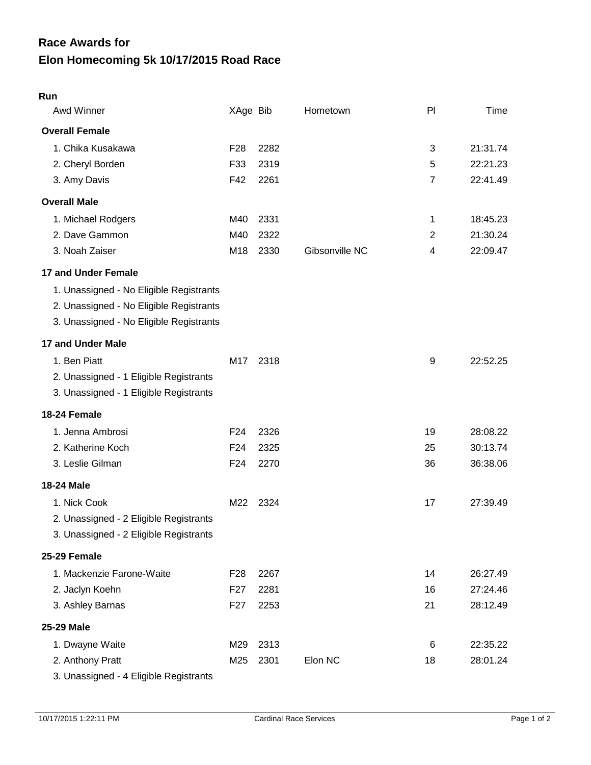# Race Awards for
# Elon Homecoming 5k 10/17/2015 Road Race

**Run**

| Awd Winner | XAge | Bib | Hometown | Pl | Time |
|---|---|---|---|---|---|
| **Overall Female** | | | | | |
| 1. Chika Kusakawa | F28 | 2282 | | 3 | 21:31.74 |
| 2. Cheryl Borden | F33 | 2319 | | 5 | 22:21.23 |
| 3. Amy Davis | F42 | 2261 | | 7 | 22:41.49 |
| **Overall Male** | | | | | |
| 1. Michael Rodgers | M40 | 2331 | | 1 | 18:45.23 |
| 2. Dave Gammon | M40 | 2322 | | 2 | 21:30.24 |
| 3. Noah Zaiser | M18 | 2330 | Gibsonville NC | 4 | 22:09.47 |
| **17 and Under Female** | | | | | |
| 1. Unassigned - No Eligible Registrants | | | | | |
| 2. Unassigned - No Eligible Registrants | | | | | |
| 3. Unassigned - No Eligible Registrants | | | | | |
| **17 and Under Male** | | | | | |
| 1. Ben Piatt | M17 | 2318 | | 9 | 22:52.25 |
| 2. Unassigned - 1 Eligible Registrants | | | | | |
| 3. Unassigned - 1 Eligible Registrants | | | | | |
| **18-24 Female** | | | | | |
| 1. Jenna Ambrosi | F24 | 2326 | | 19 | 28:08.22 |
| 2. Katherine Koch | F24 | 2325 | | 25 | 30:13.74 |
| 3. Leslie Gilman | F24 | 2270 | | 36 | 36:38.06 |
| **18-24 Male** | | | | | |
| 1. Nick Cook | M22 | 2324 | | 17 | 27:39.49 |
| 2. Unassigned - 2 Eligible Registrants | | | | | |
| 3. Unassigned - 2 Eligible Registrants | | | | | |
| **25-29 Female** | | | | | |
| 1. Mackenzie Farone-Waite | F28 | 2267 | | 14 | 26:27.49 |
| 2. Jaclyn Koehn | F27 | 2281 | | 16 | 27:24.46 |
| 3. Ashley Barnas | F27 | 2253 | | 21 | 28:12.49 |
| **25-29 Male** | | | | | |
| 1. Dwayne Waite | M29 | 2313 | | 6 | 22:35.22 |
| 2. Anthony Pratt | M25 | 2301 | Elon NC | 18 | 28:01.24 |
| 3. Unassigned - 4 Eligible Registrants | | | | | |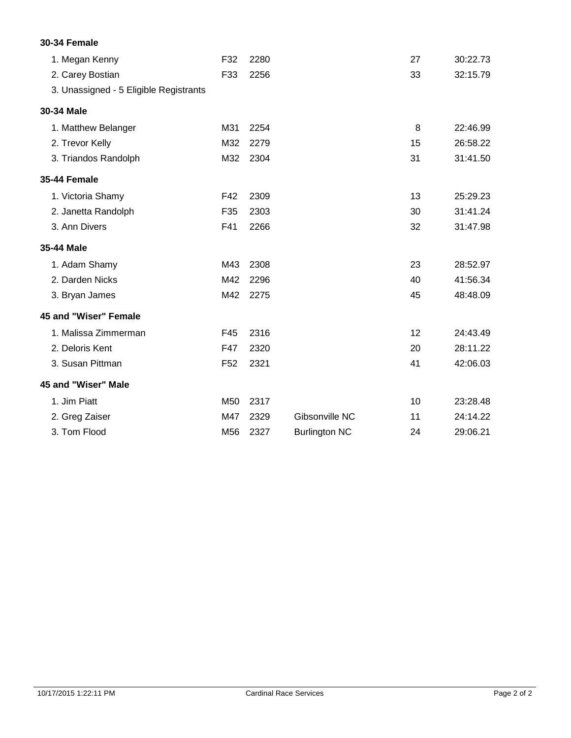**30-34 Female**

| | | | | | |
|---|---|---|---|---|---|
| 1. Megan Kenny | F32 | 2280 | | 27 | 30:22.73 |
| 2. Carey Bostian | F33 | 2256 | | 33 | 32:15.79 |
| 3. Unassigned - 5 Eligible Registrants | | | | | |

**30-34 Male**

| | | | | | |
|---|---|---|---|---|---|
| 1. Matthew Belanger | M31 | 2254 | | 8 | 22:46.99 |
| 2. Trevor Kelly | M32 | 2279 | | 15 | 26:58.22 |
| 3. Triandos Randolph | M32 | 2304 | | 31 | 31:41.50 |

**35-44 Female**

| | | | | | |
|---|---|---|---|---|---|
| 1. Victoria Shamy | F42 | 2309 | | 13 | 25:29.23 |
| 2. Janetta Randolph | F35 | 2303 | | 30 | 31:41.24 |
| 3. Ann Divers | F41 | 2266 | | 32 | 31:47.98 |

**35-44 Male**

| | | | | | |
|---|---|---|---|---|---|
| 1. Adam Shamy | M43 | 2308 | | 23 | 28:52.97 |
| 2. Darden Nicks | M42 | 2296 | | 40 | 41:56.34 |
| 3. Bryan James | M42 | 2275 | | 45 | 48:48.09 |

**45 and "Wiser" Female**

| | | | | | |
|---|---|---|---|---|---|
| 1. Malissa Zimmerman | F45 | 2316 | | 12 | 24:43.49 |
| 2. Deloris Kent | F47 | 2320 | | 20 | 28:11.22 |
| 3. Susan Pittman | F52 | 2321 | | 41 | 42:06.03 |

**45 and "Wiser" Male**

| | | | | | |
|---|---|---|---|---|---|
| 1. Jim Piatt | M50 | 2317 | | 10 | 23:28.48 |
| 2. Greg Zaiser | M47 | 2329 | Gibsonville NC | 11 | 24:14.22 |
| 3. Tom Flood | M56 | 2327 | Burlington NC | 24 | 29:06.21 |